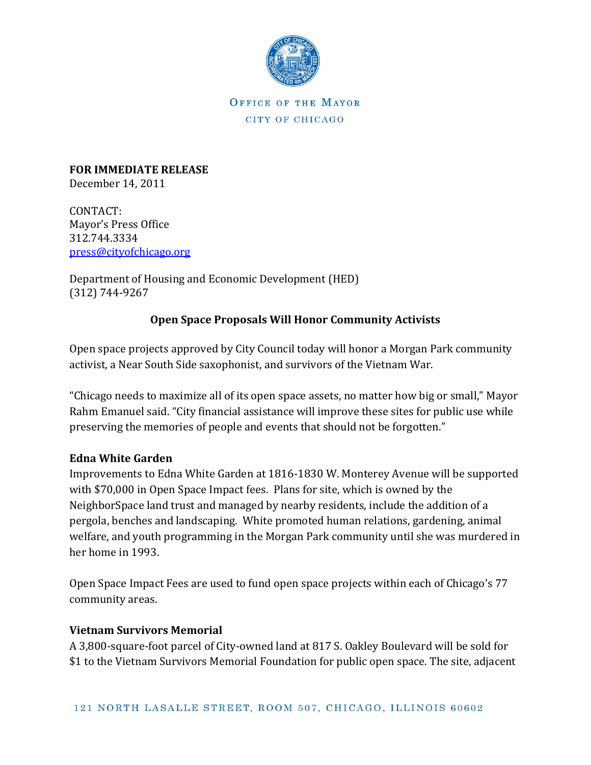OFFICE OF THE MAYOR
CITY OF CHICAGO

**FOR IMMEDIATE RELEASE**
December 14, 2011

CONTACT:
Mayor's Press Office
312.744.3334
press@cityofchicago.org

Department of Housing and Economic Development (HED)
(312) 744-9267

## Open Space Proposals Will Honor Community Activists

Open space projects approved by City Council today will honor a Morgan Park community activist, a Near South Side saxophonist, and survivors of the Vietnam War.

"Chicago needs to maximize all of its open space assets, no matter how big or small," Mayor Rahm Emanuel said. "City financial assistance will improve these sites for public use while preserving the memories of people and events that should not be forgotten."

**Edna White Garden**
Improvements to Edna White Garden at 1816-1830 W. Monterey Avenue will be supported with $70,000 in Open Space Impact fees. Plans for site, which is owned by the NeighborSpace land trust and managed by nearby residents, include the addition of a pergola, benches and landscaping. White promoted human relations, gardening, animal welfare, and youth programming in the Morgan Park community until she was murdered in her home in 1993.

Open Space Impact Fees are used to fund open space projects within each of Chicago's 77 community areas.

**Vietnam Survivors Memorial**
A 3,800-square-foot parcel of City-owned land at 817 S. Oakley Boulevard will be sold for $1 to the Vietnam Survivors Memorial Foundation for public open space. The site, adjacent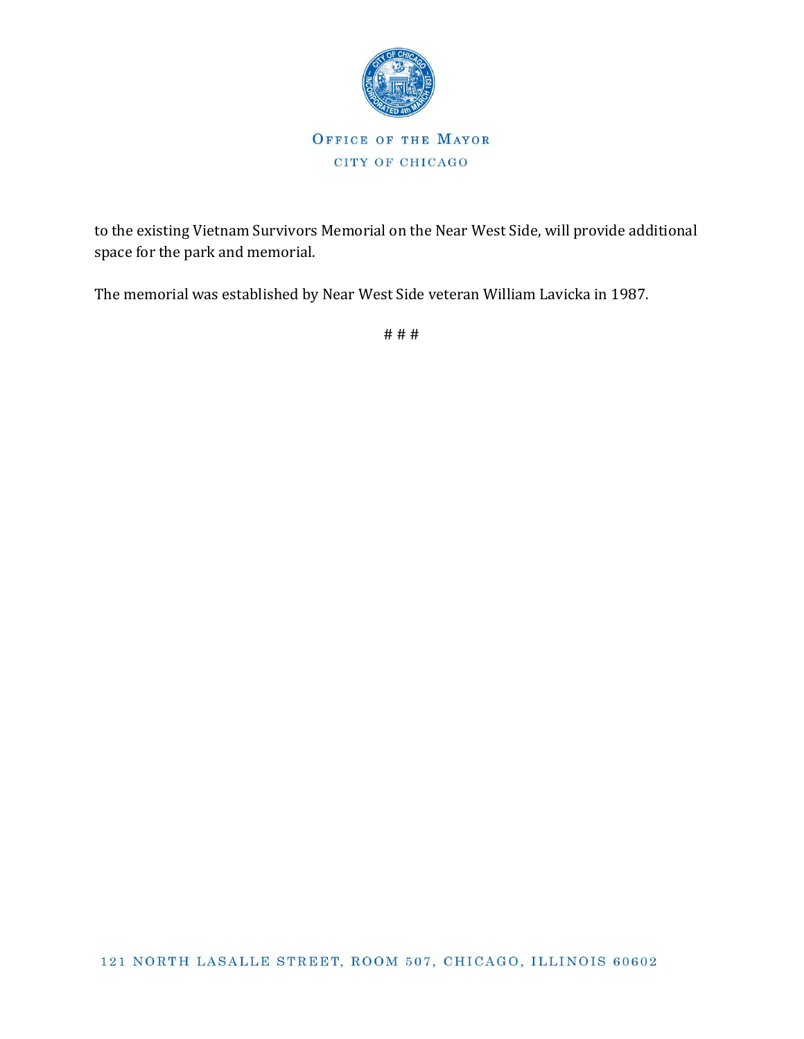to the existing Vietnam Survivors Memorial on the Near West Side, will provide additional space for the park and memorial.

The memorial was established by Near West Side veteran William Lavicka in 1987.

# # #